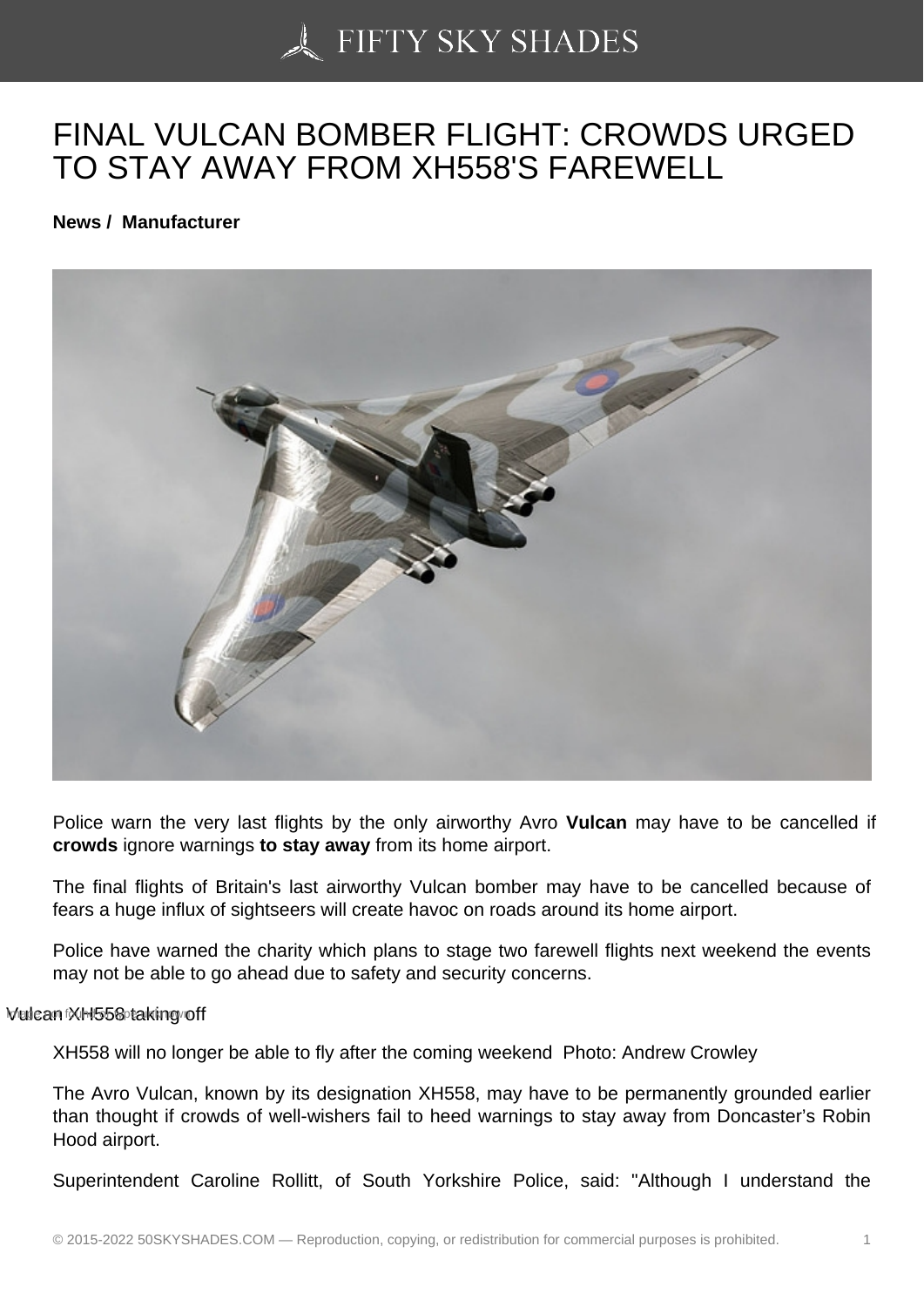# FINAL VULCAN BOMBER FLIGHT: CROWDS URGED TO STAY AWAY FROM XH558'S FAREWELL

**News / Manufacturer**

Police warn the very last flights by the only airworthy Avro **Vulcan** may have to be cancelled if **crowds** ignore warnings **to stay away** from its home airport.

The final flights of Britain's last airworthy Vulcan bomber may have to be cancelled because of fears a huge influx of sightseers will create havoc on roads around its home airport.

Police have warned the charity which plans to stage two farewell flights next weekend the events may not be able to go ahead due to safety and security concerns.

Vulcan XH558 taking off

XH558 will no longer be able to fly after the coming weekend Photo: Andrew Crowley

The Avro Vulcan, known by its designation XH558, may have to be permanently grounded earlier than thought if crowds of well-wishers fail to heed warnings to stay away from Doncaster's Robin Hood airport.

Superintendent Caroline Rollitt, of South Yorkshire Police, said: "Although I understand the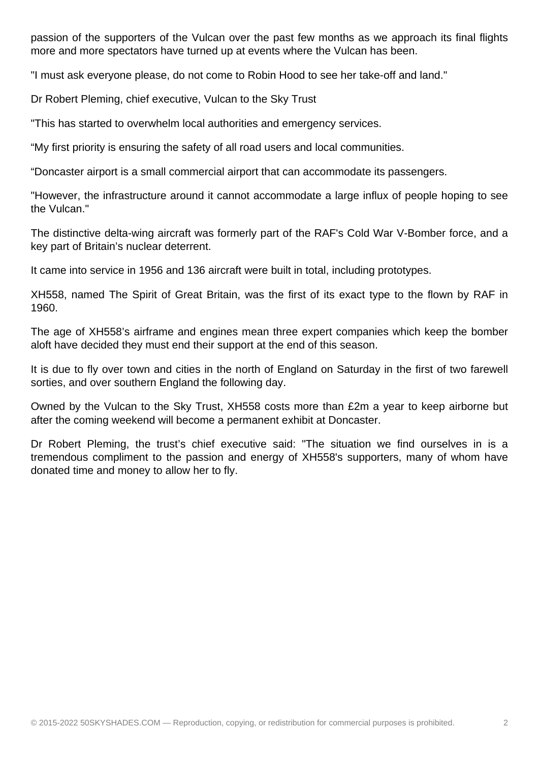passion of the supporters of the Vulcan over the past few months as we approach its final flights more and more spectators have turned up at events where the Vulcan has been.

"I must ask everyone please, do not come to Robin Hood to see her take-off and land."

Dr Robert Pleming, chief executive, Vulcan to the Sky Trust

"This has started to overwhelm local authorities and emergency services.

“My first priority is ensuring the safety of all road users and local communities.

“Doncaster airport is a small commercial airport that can accommodate its passengers.

"However, the infrastructure around it cannot accommodate a large influx of people hoping to see the Vulcan."

The distinctive delta-wing aircraft was formerly part of the RAF's Cold War V-Bomber force, and a key part of Britain’s nuclear deterrent.

It came into service in 1956 and 136 aircraft were built in total, including prototypes.

XH558, named The Spirit of Great Britain, was the first of its exact type to the flown by RAF in 1960.

The age of XH558’s airframe and engines mean three expert companies which keep the bomber aloft have decided they must end their support at the end of this season.

It is due to fly over town and cities in the north of England on Saturday in the first of two farewell sorties, and over southern England the following day.

Owned by the Vulcan to the Sky Trust, XH558 costs more than £2m a year to keep airborne but after the coming weekend will become a permanent exhibit at Doncaster.

Dr Robert Pleming, the trust’s chief executive said: "The situation we find ourselves in is a tremendous compliment to the passion and energy of XH558's supporters, many of whom have donated time and money to allow her to fly.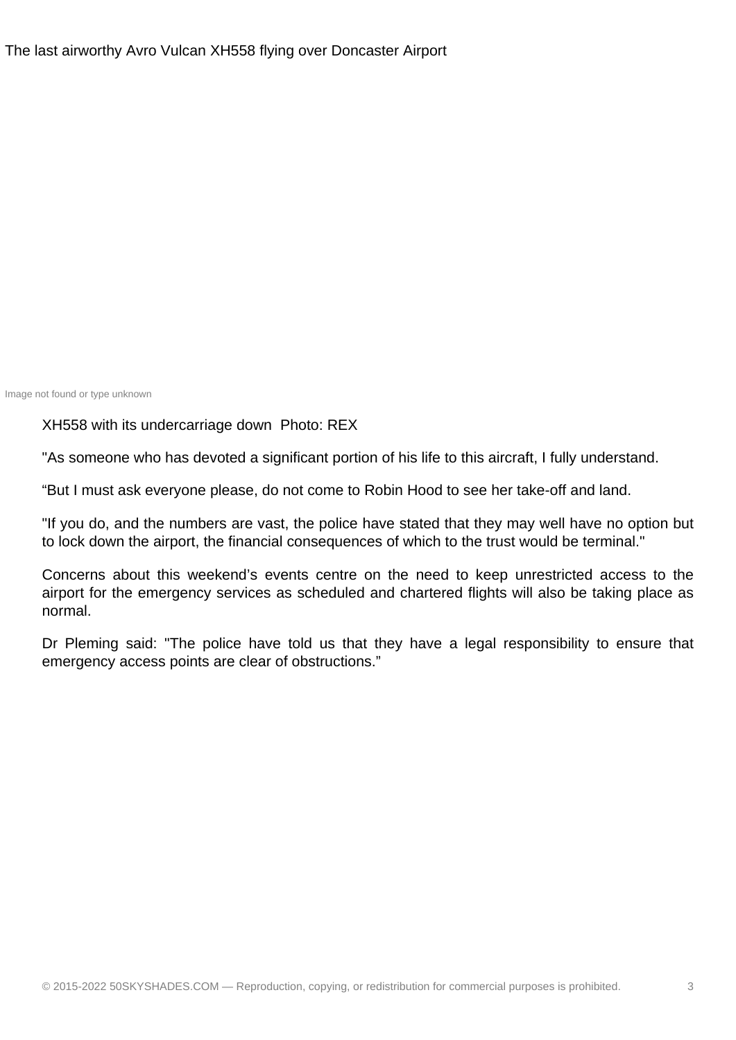The last airworthy Avro Vulcan XH558 flying over Doncaster Airport

Image not found or type unknown

XH558 with its undercarriage down Photo: REX

"As someone who has devoted a significant portion of his life to this aircraft, I fully understand.

“But I must ask everyone please, do not come to Robin Hood to see her take-off and land.

"If you do, and the numbers are vast, the police have stated that they may well have no option but to lock down the airport, the financial consequences of which to the trust would be terminal."

Concerns about this weekend’s events centre on the need to keep unrestricted access to the airport for the emergency services as scheduled and chartered flights will also be taking place as normal.

Dr Pleming said: "The police have told us that they have a legal responsibility to ensure that emergency access points are clear of obstructions.”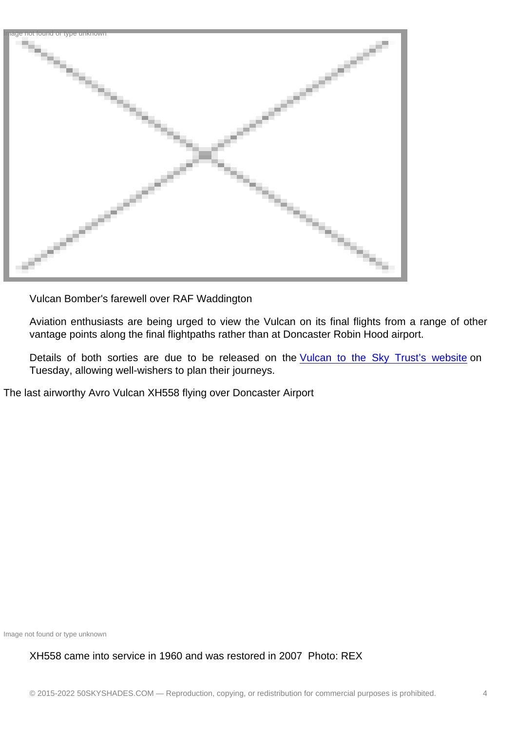Vulcan Bomber's farewell over RAF Waddington

Aviation enthusiasts are being urged to view the Vulcan on its final flights from a range of other vantage points along the final flightpaths rather than at Doncaster Robin Hood airport.

Details of both sorties are due to be released on the Vulcan to the Sky Trust's website on Tuesday, allowing well-wishers to plan their journeys.

The last airworthy Avro Vulcan XH558 flying over Doncaster Airport

XH558 came into service in 1960 and was restored in 2007 Photo: REX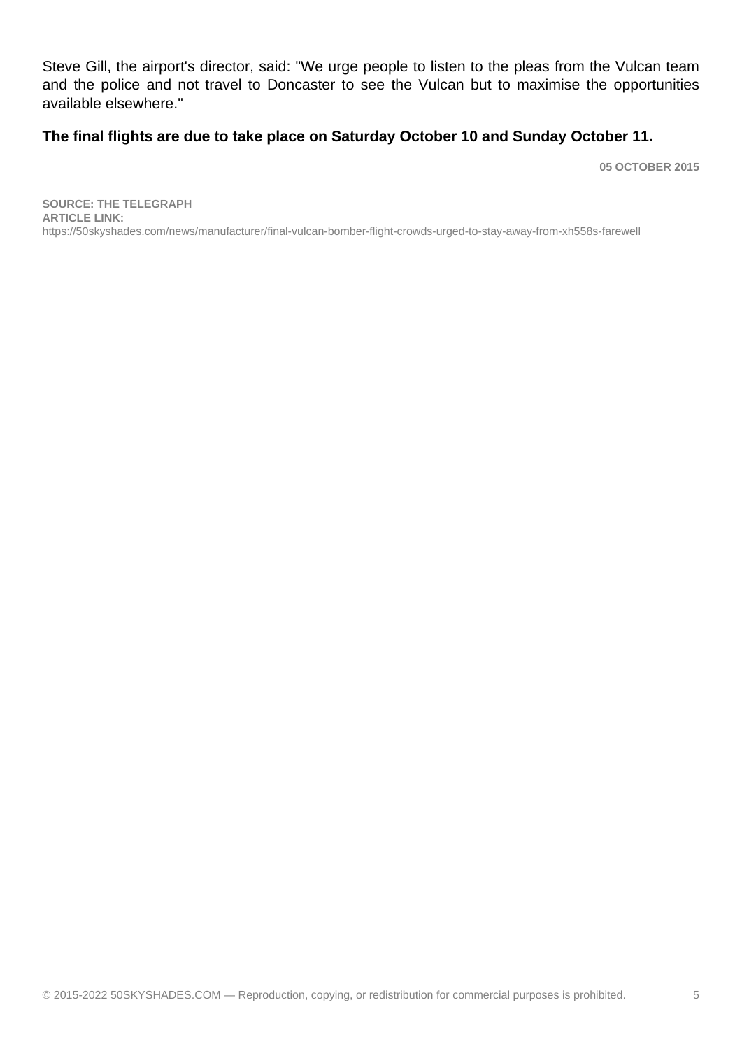Steve Gill, the airport's director, said: "We urge people to listen to the pleas from the Vulcan team and the police and not travel to Doncaster to see the Vulcan but to maximise the opportunities available elsewhere."

**The final flights are due to take place on Saturday October 10 and Sunday October 11.**

**05 OCTOBER 2015**

**SOURCE: THE TELEGRAPH**
**ARTICLE LINK:**
https://50skyshades.com/news/manufacturer/final-vulcan-bomber-flight-crowds-urged-to-stay-away-from-xh558s-farewell

© 2015-2022 50SKYSHADES.COM — Reproduction, copying, or redistribution for commercial purposes is prohibited.